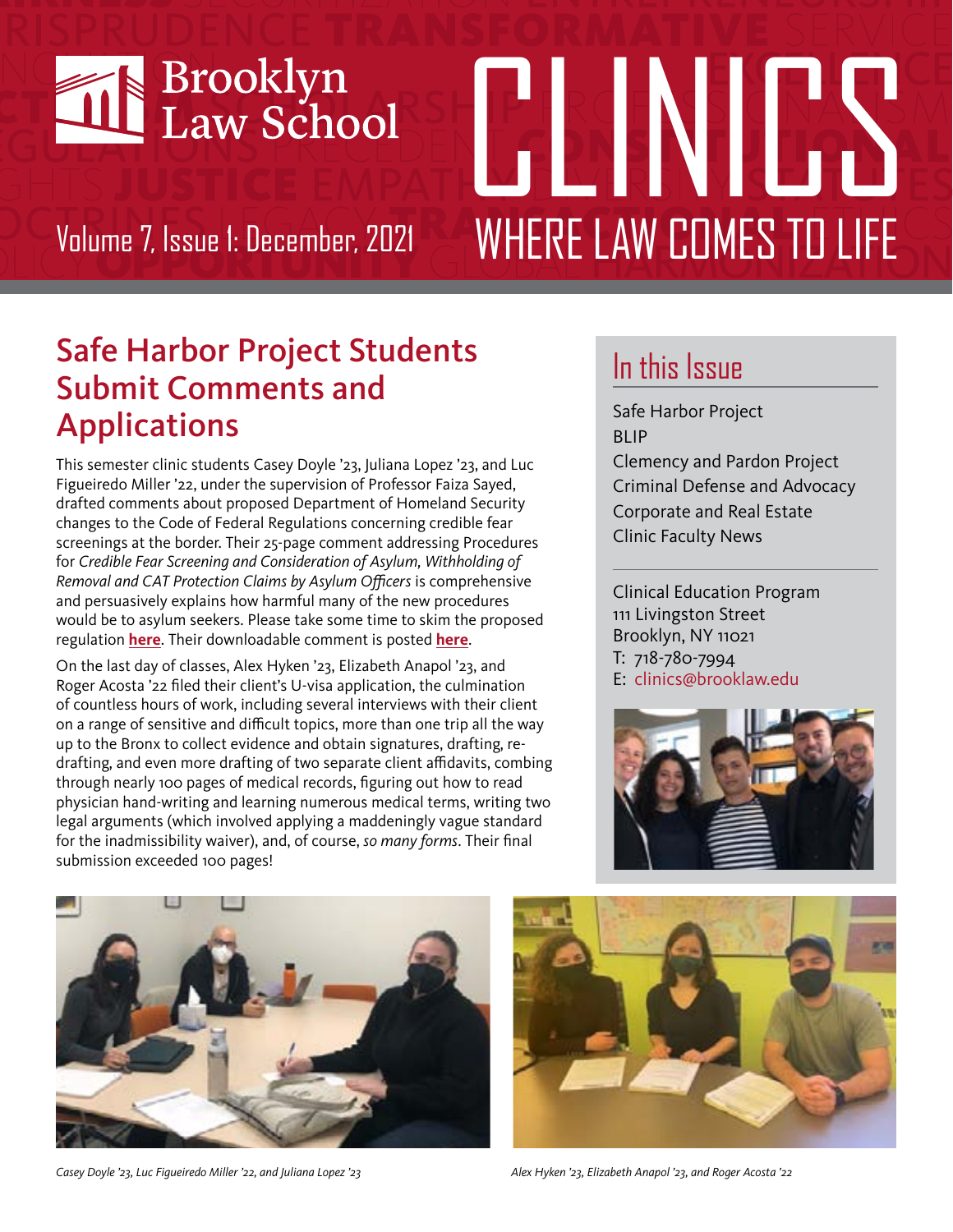# Brooklyn Law School CLINICS

## WHERE LAW COMES TO LIFE

Volume 7, Issue 1: December, 2021

## Safe Harbor Project Students Submit Comments and Applications

This semester clinic students Casey Doyle '23, Juliana Lopez '23, and Luc Figueiredo Miller '22, under the supervision of Professor Faiza Sayed, drafted comments about proposed Department of Homeland Security changes to the Code of Federal Regulations concerning credible fear screenings at the border. Their 25-page comment addressing Procedures for *Credible Fear Screening and Consideration of Asylum, Withholding of Removal and CAT Protection Claims by Asylum Officers* is comprehensive and persuasively explains how harmful many of the new procedures would be to asylum seekers. Please take some time to skim the proposed regulation **here**. Their downloadable comment is posted **here**.

On the last day of classes, Alex Hyken '23, Elizabeth Anapol '23, and Roger Acosta '22 filed their client's U-visa application, the culmination of countless hours of work, including several interviews with their client on a range of sensitive and difficult topics, more than one trip all the way up to the Bronx to collect evidence and obtain signatures, drafting, re-drafting, and even more drafting of two separate client affidavits, combing through nearly 100 pages of medical records, figuring out how to read physician hand-writing and learning numerous medical terms, writing two legal arguments (which involved applying a maddeningly vague standard for the inadmissibility waiver), and, of course, *so many forms*. Their final submission exceeded 100 pages!

*Casey Doyle '23, Luc Figueiredo Miller '22, and Juliana Lopez '23*

*Alex Hyken '23, Elizabeth Anapol '23, and Roger Acosta '22*

## In this Issue

- Safe Harbor Project
- BLIP
- Clemency and Pardon Project
- Criminal Defense and Advocacy
- Corporate and Real Estate
- Clinic Faculty News

Clinical Education Program
111 Livingston Street
Brooklyn, NY 11021
T: 718-780-7994
E: clinics@brooklaw.edu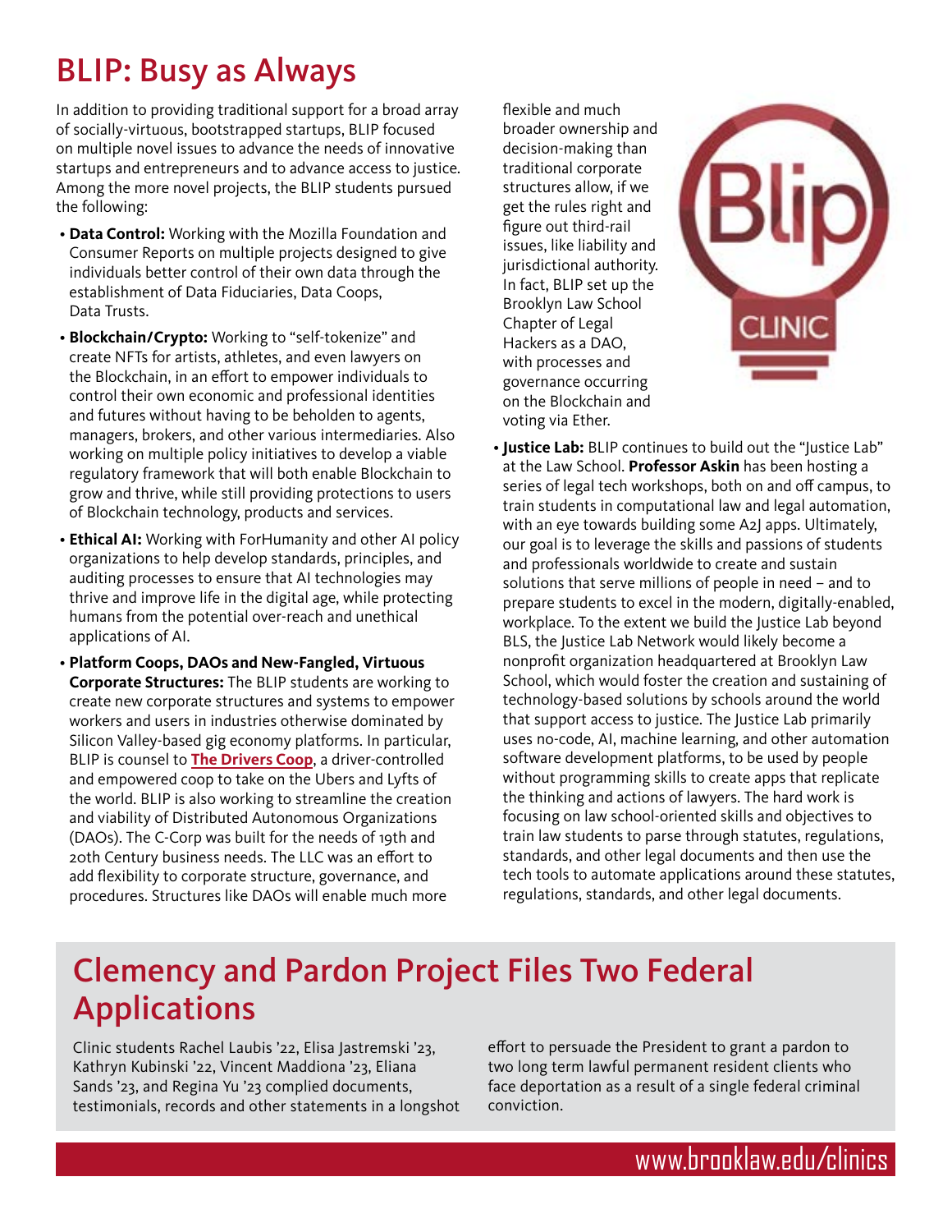# BLIP: Busy as Always

In addition to providing traditional support for a broad array of socially-virtuous, bootstrapped startups, BLIP focused on multiple novel issues to advance the needs of innovative startups and entrepreneurs and to advance access to justice. Among the more novel projects, the BLIP students pursued the following:

- **Data Control:** Working with the Mozilla Foundation and Consumer Reports on multiple projects designed to give individuals better control of their own data through the establishment of Data Fiduciaries, Data Coops, Data Trusts.
- **Blockchain/Crypto:** Working to "self-tokenize" and create NFTs for artists, athletes, and even lawyers on the Blockchain, in an effort to empower individuals to control their own economic and professional identities and futures without having to be beholden to agents, managers, brokers, and other various intermediaries. Also working on multiple policy initiatives to develop a viable regulatory framework that will both enable Blockchain to grow and thrive, while still providing protections to users of Blockchain technology, products and services.
- **Ethical AI:** Working with ForHumanity and other AI policy organizations to help develop standards, principles, and auditing processes to ensure that AI technologies may thrive and improve life in the digital age, while protecting humans from the potential over-reach and unethical applications of AI.
- **Platform Coops, DAOs and New-Fangled, Virtuous Corporate Structures:** The BLIP students are working to create new corporate structures and systems to empower workers and users in industries otherwise dominated by Silicon Valley-based gig economy platforms. In particular, BLIP is counsel to **The Drivers Coop**, a driver-controlled and empowered coop to take on the Ubers and Lyfts of the world. BLIP is also working to streamline the creation and viability of Distributed Autonomous Organizations (DAOs). The C-Corp was built for the needs of 19th and 20th Century business needs. The LLC was an effort to add flexibility to corporate structure, governance, and procedures. Structures like DAOs will enable much more flexible and much broader ownership and decision-making than traditional corporate structures allow, if we get the rules right and figure out third-rail issues, like liability and jurisdictional authority. In fact, BLIP set up the Brooklyn Law School Chapter of Legal Hackers as a DAO, with processes and governance occurring on the Blockchain and voting via Ether.
- **Justice Lab:** BLIP continues to build out the "Justice Lab" at the Law School. **Professor Askin** has been hosting a series of legal tech workshops, both on and off campus, to train students in computational law and legal automation, with an eye towards building some A2J apps. Ultimately, our goal is to leverage the skills and passions of students and professionals worldwide to create and sustain solutions that serve millions of people in need – and to prepare students to excel in the modern, digitally-enabled, workplace. To the extent we build the Justice Lab beyond BLS, the Justice Lab Network would likely become a nonprofit organization headquartered at Brooklyn Law School, which would foster the creation and sustaining of technology-based solutions by schools around the world that support access to justice. The Justice Lab primarily uses no-code, AI, machine learning, and other automation software development platforms, to be used by people without programming skills to create apps that replicate the thinking and actions of lawyers. The hard work is focusing on law school-oriented skills and objectives to train law students to parse through statutes, regulations, standards, and other legal documents and then use the tech tools to automate applications around these statutes, regulations, standards, and other legal documents.

# Clemency and Pardon Project Files Two Federal Applications

Clinic students Rachel Laubis '22, Elisa Jastremski '23, Kathryn Kubinski '22, Vincent Maddiona '23, Eliana Sands '23, and Regina Yu '23 complied documents, testimonials, records and other statements in a longshot effort to persuade the President to grant a pardon to two long term lawful permanent resident clients who face deportation as a result of a single federal criminal conviction.

www.brooklaw.edu/clinics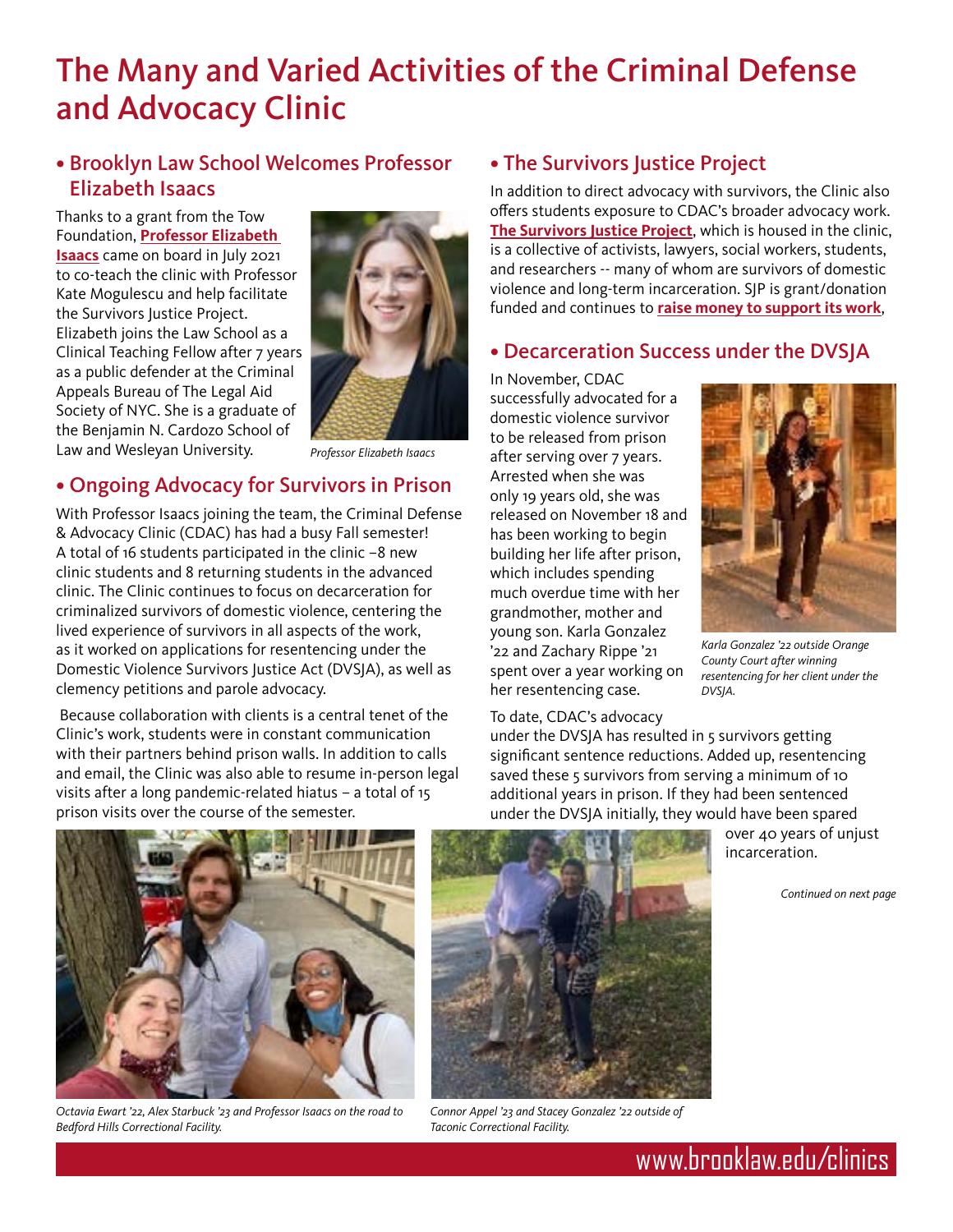# The Many and Varied Activities of the Criminal Defense and Advocacy Clinic

## • Brooklyn Law School Welcomes Professor Elizabeth Isaacs

Thanks to a grant from the Tow Foundation, **Professor Elizabeth Isaacs** came on board in July 2021 to co-teach the clinic with Professor Kate Mogulescu and help facilitate the Survivors Justice Project. Elizabeth joins the Law School as a Clinical Teaching Fellow after 7 years as a public defender at the Criminal Appeals Bureau of The Legal Aid Society of NYC. She is a graduate of the Benjamin N. Cardozo School of Law and Wesleyan University.

*Professor Elizabeth Isaacs*

## • Ongoing Advocacy for Survivors in Prison

With Professor Isaacs joining the team, the Criminal Defense & Advocacy Clinic (CDAC) has had a busy Fall semester! A total of 16 students participated in the clinic –8 new clinic students and 8 returning students in the advanced clinic. The Clinic continues to focus on decarceration for criminalized survivors of domestic violence, centering the lived experience of survivors in all aspects of the work, as it worked on applications for resentencing under the Domestic Violence Survivors Justice Act (DVSJA), as well as clemency petitions and parole advocacy.

Because collaboration with clients is a central tenet of the Clinic's work, students were in constant communication with their partners behind prison walls. In addition to calls and email, the Clinic was also able to resume in-person legal visits after a long pandemic-related hiatus – a total of 15 prison visits over the course of the semester.

## • The Survivors Justice Project

In addition to direct advocacy with survivors, the Clinic also offers students exposure to CDAC's broader advocacy work. **The Survivors Justice Project**, which is housed in the clinic, is a collective of activists, lawyers, social workers, students, and researchers -- many of whom are survivors of domestic violence and long-term incarceration. SJP is grant/donation funded and continues to **raise money to support its work**,

## • Decarceration Success under the DVSJA

In November, CDAC successfully advocated for a domestic violence survivor to be released from prison after serving over 7 years. Arrested when she was only 19 years old, she was released on November 18 and has been working to begin building her life after prison, which includes spending much overdue time with her grandmother, mother and young son. Karla Gonzalez '22 and Zachary Rippe '21 spent over a year working on her resentencing case.

*Karla Gonzalez '22 outside Orange County Court after winning resentencing for her client under the DVSJA.*

To date, CDAC's advocacy under the DVSJA has resulted in 5 survivors getting significant sentence reductions. Added up, resentencing saved these 5 survivors from serving a minimum of 10 additional years in prison. If they had been sentenced under the DVSJA initially, they would have been spared over 40 years of unjust incarceration.

*Continued on next page*

*Octavia Ewart '22, Alex Starbuck '23 and Professor Isaacs on the road to Bedford Hills Correctional Facility.*

*Connor Appel '23 and Stacey Gonzalez '22 outside of Taconic Correctional Facility.*

www.brooklaw.edu/clinics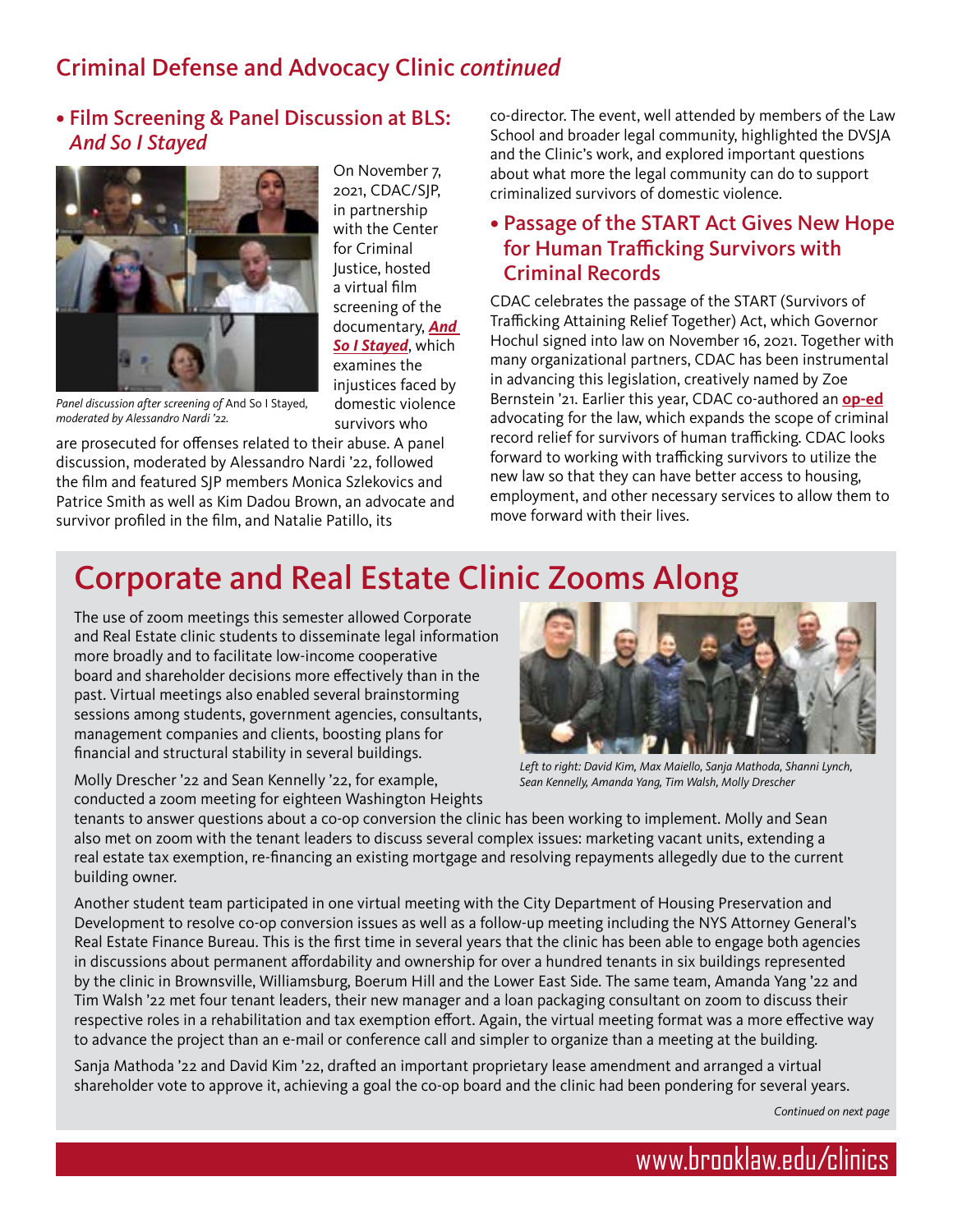## Criminal Defense and Advocacy Clinic *continued*

### • Film Screening & Panel Discussion at BLS: *And So I Stayed*

*Panel discussion after screening of* And So I Stayed, *moderated by Alessandro Nardi '22.*

On November 7, 2021, CDAC/SJP, in partnership with the Center for Criminal Justice, hosted a virtual film screening of the documentary, ***And So I Stayed***, which examines the injustices faced by domestic violence survivors who are prosecuted for offenses related to their abuse. A panel discussion, moderated by Alessandro Nardi '22, followed the film and featured SJP members Monica Szlekovics and Patrice Smith as well as Kim Dadou Brown, an advocate and survivor profiled in the film, and Natalie Patillo, its co-director. The event, well attended by members of the Law School and broader legal community, highlighted the DVSJA and the Clinic's work, and explored important questions about what more the legal community can do to support criminalized survivors of domestic violence.

### • Passage of the START Act Gives New Hope for Human Trafficking Survivors with Criminal Records

CDAC celebrates the passage of the START (Survivors of Trafficking Attaining Relief Together) Act, which Governor Hochul signed into law on November 16, 2021. Together with many organizational partners, CDAC has been instrumental in advancing this legislation, creatively named by Zoe Bernstein '21. Earlier this year, CDAC co-authored an **op-ed** advocating for the law, which expands the scope of criminal record relief for survivors of human trafficking. CDAC looks forward to working with trafficking survivors to utilize the new law so that they can have better access to housing, employment, and other necessary services to allow them to move forward with their lives.

# Corporate and Real Estate Clinic Zooms Along

The use of zoom meetings this semester allowed Corporate and Real Estate clinic students to disseminate legal information more broadly and to facilitate low-income cooperative board and shareholder decisions more effectively than in the past. Virtual meetings also enabled several brainstorming sessions among students, government agencies, consultants, management companies and clients, boosting plans for financial and structural stability in several buildings.

*Left to right: David Kim, Max Maiello, Sanja Mathoda, Shanni Lynch, Sean Kennelly, Amanda Yang, Tim Walsh, Molly Drescher*

Molly Drescher '22 and Sean Kennelly '22, for example, conducted a zoom meeting for eighteen Washington Heights tenants to answer questions about a co-op conversion the clinic has been working to implement. Molly and Sean also met on zoom with the tenant leaders to discuss several complex issues: marketing vacant units, extending a real estate tax exemption, re-financing an existing mortgage and resolving repayments allegedly due to the current building owner.

Another student team participated in one virtual meeting with the City Department of Housing Preservation and Development to resolve co-op conversion issues as well as a follow-up meeting including the NYS Attorney General's Real Estate Finance Bureau. This is the first time in several years that the clinic has been able to engage both agencies in discussions about permanent affordability and ownership for over a hundred tenants in six buildings represented by the clinic in Brownsville, Williamsburg, Boerum Hill and the Lower East Side. The same team, Amanda Yang '22 and Tim Walsh '22 met four tenant leaders, their new manager and a loan packaging consultant on zoom to discuss their respective roles in a rehabilitation and tax exemption effort. Again, the virtual meeting format was a more effective way to advance the project than an e-mail or conference call and simpler to organize than a meeting at the building.

Sanja Mathoda '22 and David Kim '22, drafted an important proprietary lease amendment and arranged a virtual shareholder vote to approve it, achieving a goal the co-op board and the clinic had been pondering for several years.

*Continued on next page*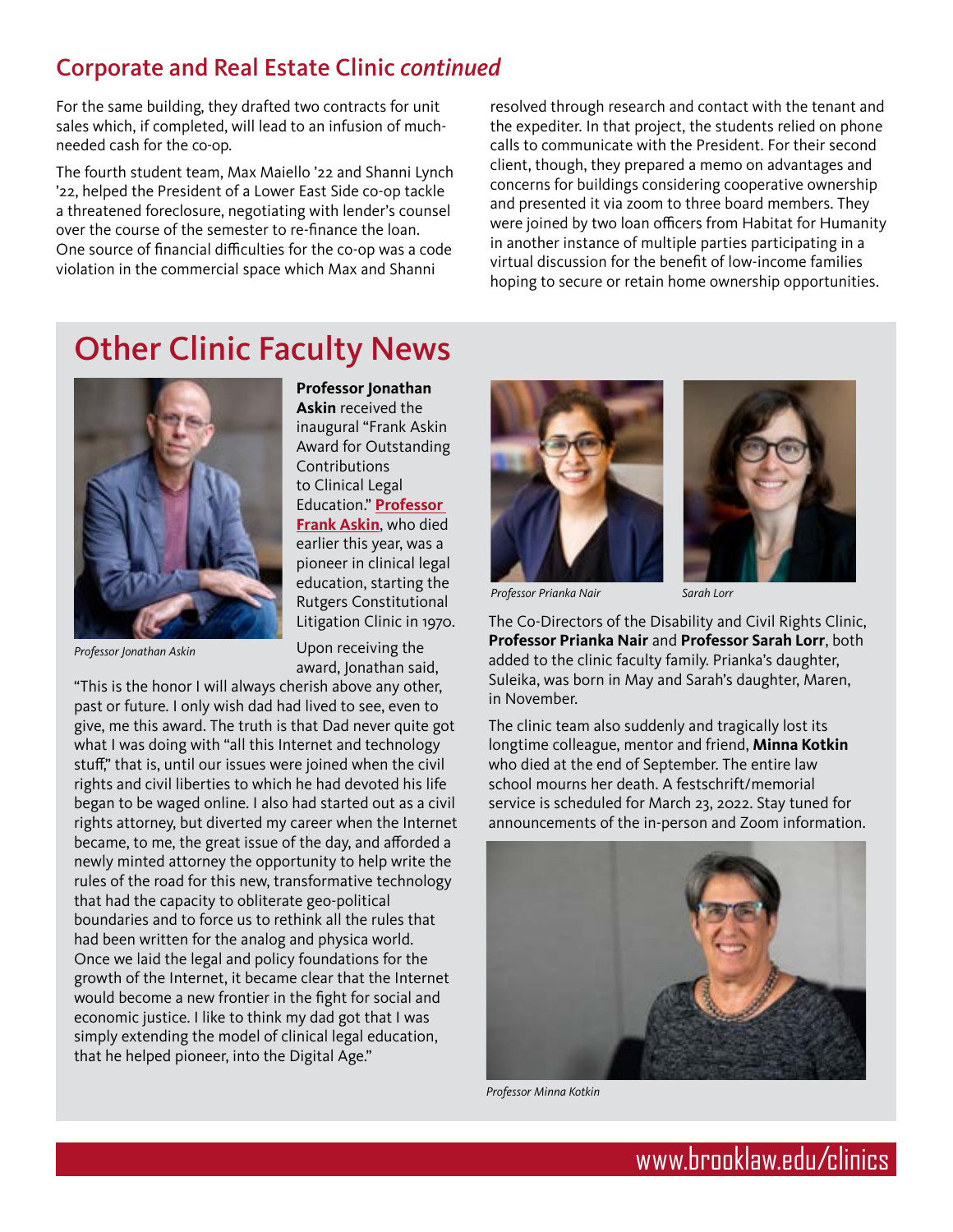## Corporate and Real Estate Clinic *continued*

For the same building, they drafted two contracts for unit sales which, if completed, will lead to an infusion of much-needed cash for the co-op.

The fourth student team, Max Maiello '22 and Shanni Lynch '22, helped the President of a Lower East Side co-op tackle a threatened foreclosure, negotiating with lender's counsel over the course of the semester to re-finance the loan. One source of financial difficulties for the co-op was a code violation in the commercial space which Max and Shanni resolved through research and contact with the tenant and the expediter. In that project, the students relied on phone calls to communicate with the President. For their second client, though, they prepared a memo on advantages and concerns for buildings considering cooperative ownership and presented it via zoom to three board members. They were joined by two loan officers from Habitat for Humanity in another instance of multiple parties participating in a virtual discussion for the benefit of low-income families hoping to secure or retain home ownership opportunities.

# Other Clinic Faculty News

*Professor Jonathan Askin*

**Professor Jonathan Askin** received the inaugural "Frank Askin Award for Outstanding Contributions to Clinical Legal Education." **Professor Frank Askin**, who died earlier this year, was a pioneer in clinical legal education, starting the Rutgers Constitutional Litigation Clinic in 1970.

Upon receiving the award, Jonathan said, "This is the honor I will always cherish above any other, past or future. I only wish dad had lived to see, even to give, me this award. The truth is that Dad never quite got what I was doing with "all this Internet and technology stuff," that is, until our issues were joined when the civil rights and civil liberties to which he had devoted his life began to be waged online. I also had started out as a civil rights attorney, but diverted my career when the Internet became, to me, the great issue of the day, and afforded a newly minted attorney the opportunity to help write the rules of the road for this new, transformative technology that had the capacity to obliterate geo-political boundaries and to force us to rethink all the rules that had been written for the analog and physica world. Once we laid the legal and policy foundations for the growth of the Internet, it became clear that the Internet would become a new frontier in the fight for social and economic justice. I like to think my dad got that I was simply extending the model of clinical legal education, that he helped pioneer, into the Digital Age."

*Professor Prianka Nair*

*Sarah Lorr*

The Co-Directors of the Disability and Civil Rights Clinic, **Professor Prianka Nair** and **Professor Sarah Lorr**, both added to the clinic faculty family. Prianka's daughter, Suleika, was born in May and Sarah's daughter, Maren, in November.

The clinic team also suddenly and tragically lost its longtime colleague, mentor and friend, **Minna Kotkin** who died at the end of September. The entire law school mourns her death. A festschrift/memorial service is scheduled for March 23, 2022. Stay tuned for announcements of the in-person and Zoom information.

*Professor Minna Kotkin*

www.brooklaw.edu/clinics